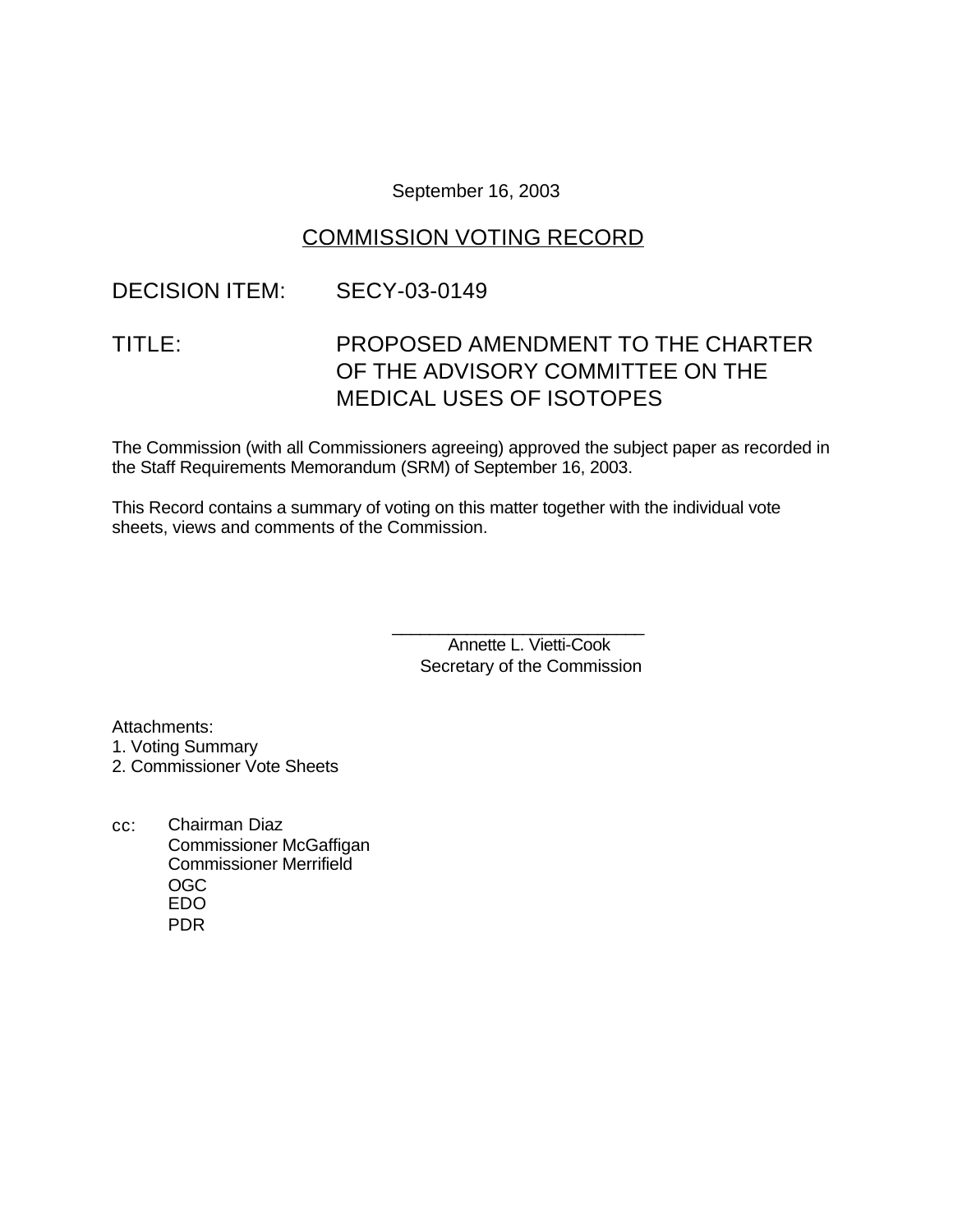September 16, 2003

# COMMISSION VOTING RECORD

DECISION ITEM: SECY-03-0149

TITLE: PROPOSED AMENDMENT TO THE CHARTER OF THE ADVISORY COMMITTEE ON THE MEDICAL USES OF ISOTOPES

The Commission (with all Commissioners agreeing) approved the subject paper as recorded in the Staff Requirements Memorandum (SRM) of September 16, 2003.

This Record contains a summary of voting on this matter together with the individual vote sheets, views and comments of the Commission.

\_\_\_\_\_\_\_\_\_\_\_\_\_\_\_\_\_\_\_\_\_\_\_\_\_\_\_\_
Annette L. Vietti-Cook
Secretary of the Commission

Attachments:
1. Voting Summary
2. Commissioner Vote Sheets

cc: Chairman Diaz
Commissioner McGaffigan
Commissioner Merrifield
OGC
EDO
PDR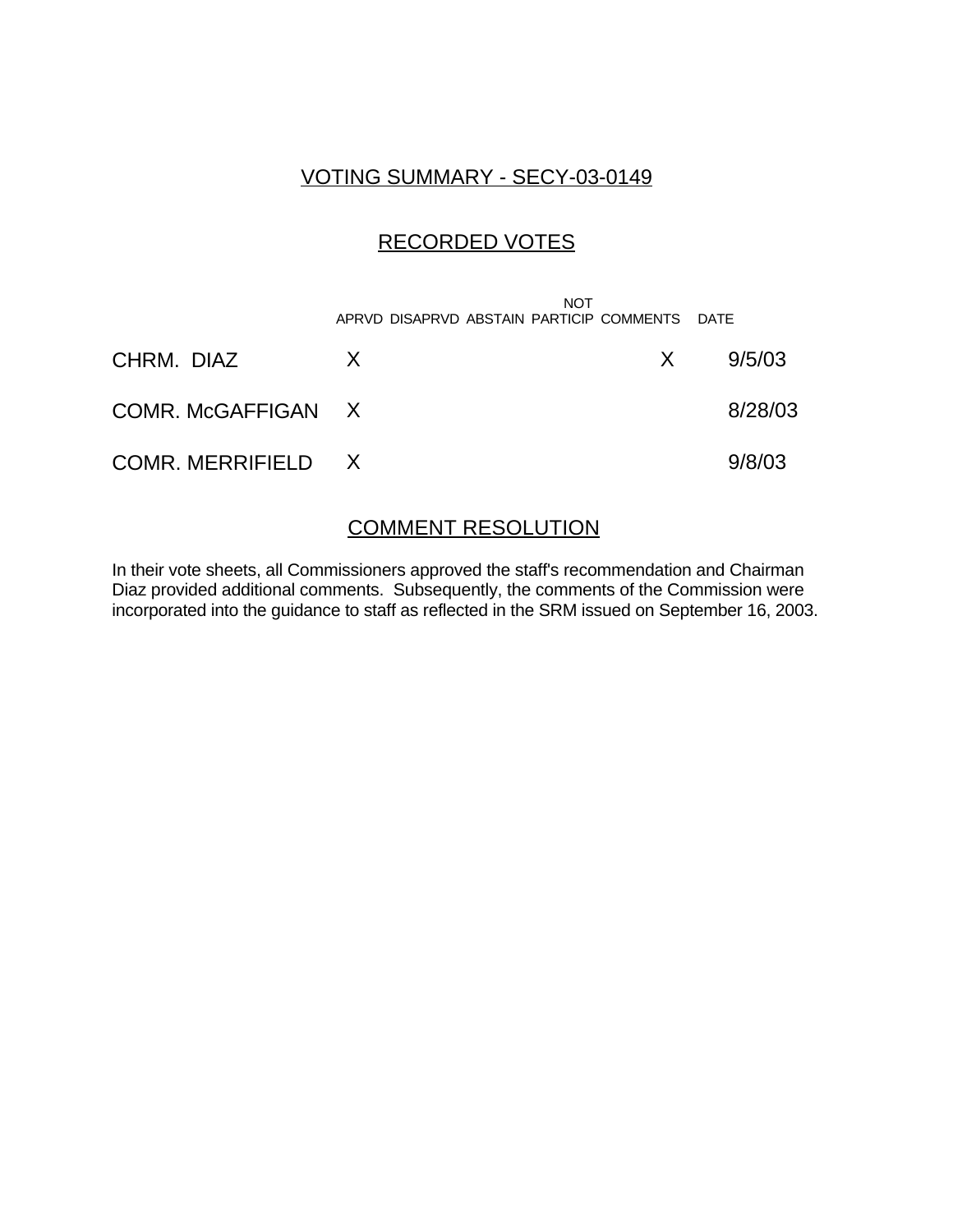## VOTING SUMMARY - SECY-03-0149

## RECORDED VOTES

| | APRVD | DISAPRVD | ABSTAIN | NOT PARTICIP | COMMENTS | DATE |
|---|---|---|---|---|---|---|
| CHRM. DIAZ | X | | | | X | 9/5/03 |
| COMR. McGAFFIGAN | X | | | | | 8/28/03 |
| COMR. MERRIFIELD | X | | | | | 9/8/03 |

## COMMENT RESOLUTION

In their vote sheets, all Commissioners approved the staff's recommendation and Chairman Diaz provided additional comments. Subsequently, the comments of the Commission were incorporated into the guidance to staff as reflected in the SRM issued on September 16, 2003.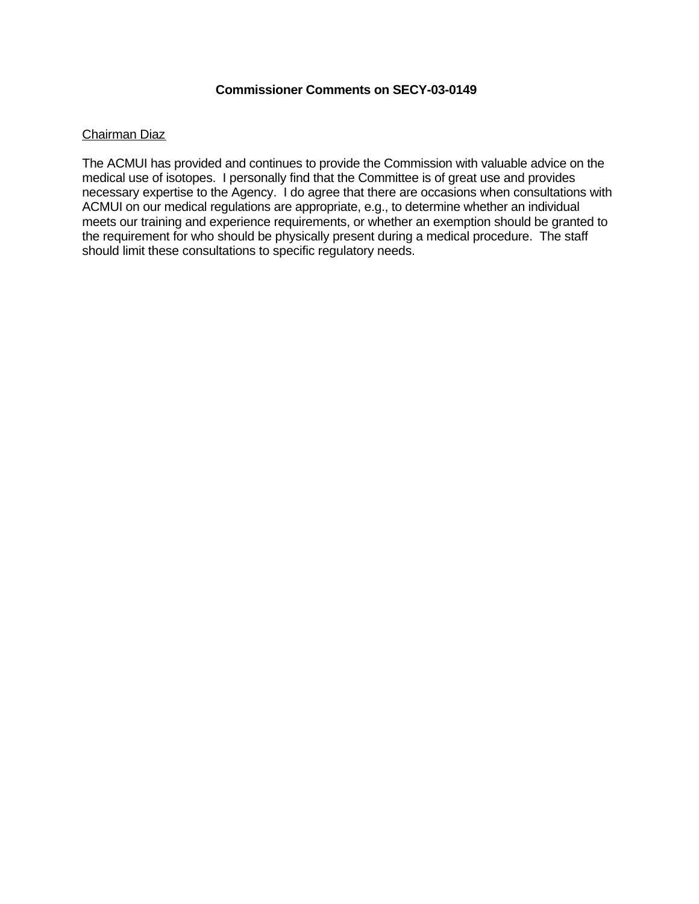**Commissioner Comments on SECY-03-0149**

<u>Chairman Diaz</u>

The ACMUI has provided and continues to provide the Commission with valuable advice on the medical use of isotopes. I personally find that the Committee is of great use and provides necessary expertise to the Agency. I do agree that there are occasions when consultations with ACMUI on our medical regulations are appropriate, e.g., to determine whether an individual meets our training and experience requirements, or whether an exemption should be granted to the requirement for who should be physically present during a medical procedure. The staff should limit these consultations to specific regulatory needs.